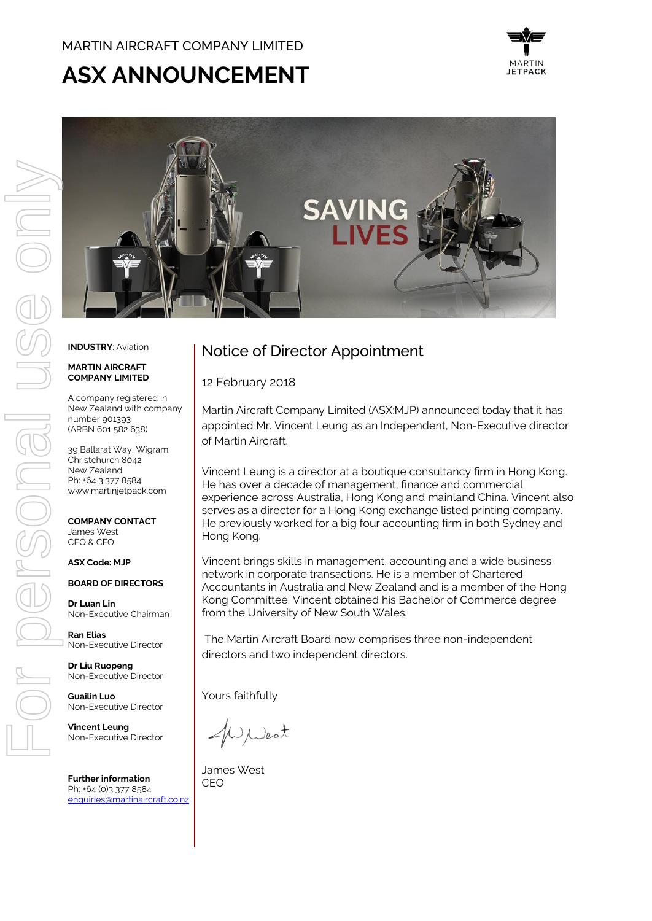MARTIN AIRCRAFT COMPANY LIMITED

# ASX ANNOUNCEMENT

MARTIN JETPACK

SAVING LIVES

**INDUSTRY**: Aviation

**MARTIN AIRCRAFT COMPANY LIMITED**

A company registered in New Zealand with company number 901393 (ARBN 601 582 638)

39 Ballarat Way, Wigram
Christchurch 8042
New Zealand
Ph: +64 3 377 8584
www.martinjetpack.com

**COMPANY CONTACT**
James West
CEO & CFO

**ASX Code: MJP**

**BOARD OF DIRECTORS**

**Dr Luan Lin**
Non-Executive Chairman

**Ran Elias**
Non-Executive Director

**Dr Liu Ruopeng**
Non-Executive Director

**Guailin Luo**
Non-Executive Director

**Vincent Leung**
Non-Executive Director

**Further information**
Ph: +64 (0)3 377 8584
enquiries@martinaircraft.co.nz

## Notice of Director Appointment

12 February 2018

Martin Aircraft Company Limited (ASX:MJP) announced today that it has appointed Mr. Vincent Leung as an Independent, Non-Executive director of Martin Aircraft.

Vincent Leung is a director at a boutique consultancy firm in Hong Kong. He has over a decade of management, finance and commercial experience across Australia, Hong Kong and mainland China. Vincent also serves as a director for a Hong Kong exchange listed printing company. He previously worked for a big four accounting firm in both Sydney and Hong Kong.

Vincent brings skills in management, accounting and a wide business network in corporate transactions. He is a member of Chartered Accountants in Australia and New Zealand and is a member of the Hong Kong Committee. Vincent obtained his Bachelor of Commerce degree from the University of New South Wales.

The Martin Aircraft Board now comprises three non-independent directors and two independent directors.

Yours faithfully

James West
CEO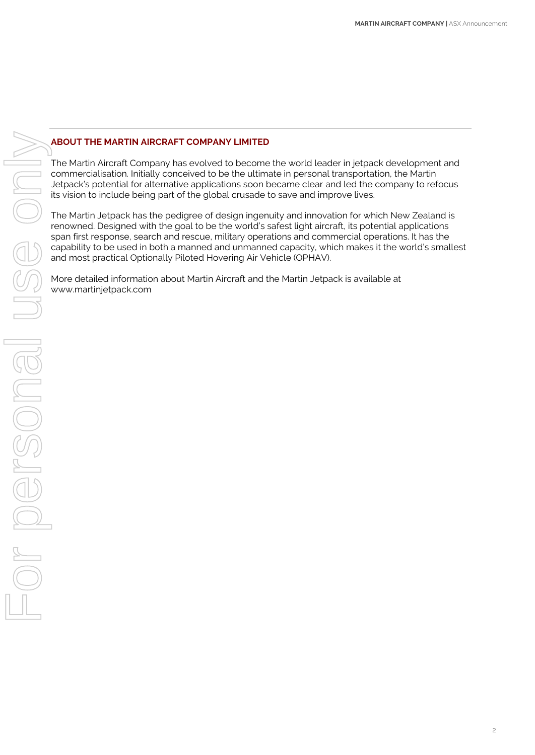## ABOUT THE MARTIN AIRCRAFT COMPANY LIMITED

The Martin Aircraft Company has evolved to become the world leader in jetpack development and commercialisation. Initially conceived to be the ultimate in personal transportation, the Martin Jetpack's potential for alternative applications soon became clear and led the company to refocus its vision to include being part of the global crusade to save and improve lives.

The Martin Jetpack has the pedigree of design ingenuity and innovation for which New Zealand is renowned. Designed with the goal to be the world's safest light aircraft, its potential applications span first response, search and rescue, military operations and commercial operations. It has the capability to be used in both a manned and unmanned capacity, which makes it the world's smallest and most practical Optionally Piloted Hovering Air Vehicle (OPHAV).

More detailed information about Martin Aircraft and the Martin Jetpack is available at www.martinjetpack.com